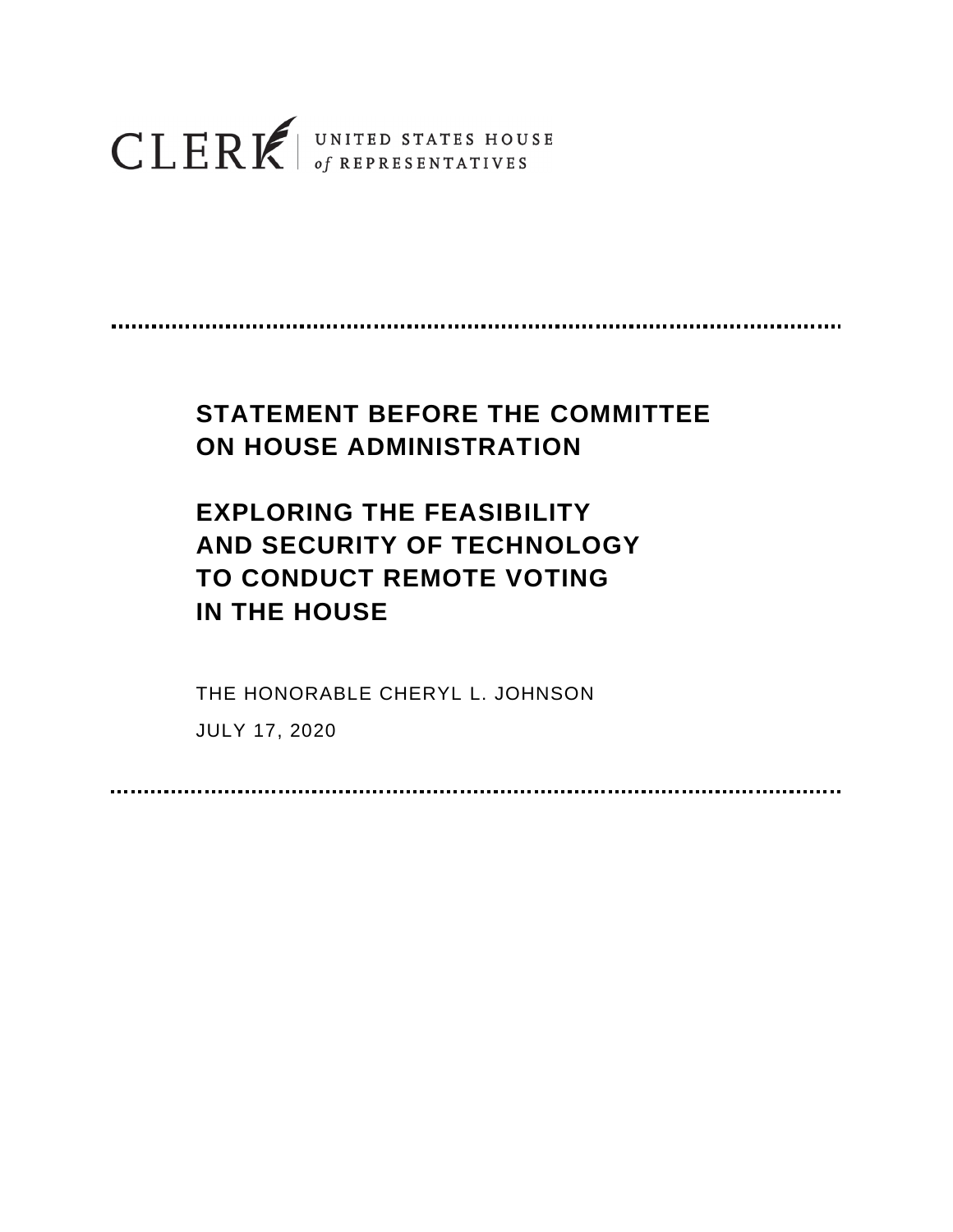CLERK | UNITED STATES HOUSE *of* REPRESENTATIVES

# STATEMENT BEFORE THE COMMITTEE ON HOUSE ADMINISTRATION

# EXPLORING THE FEASIBILITY AND SECURITY OF TECHNOLOGY TO CONDUCT REMOTE VOTING IN THE HOUSE

THE HONORABLE CHERYL L. JOHNSON

JULY 17, 2020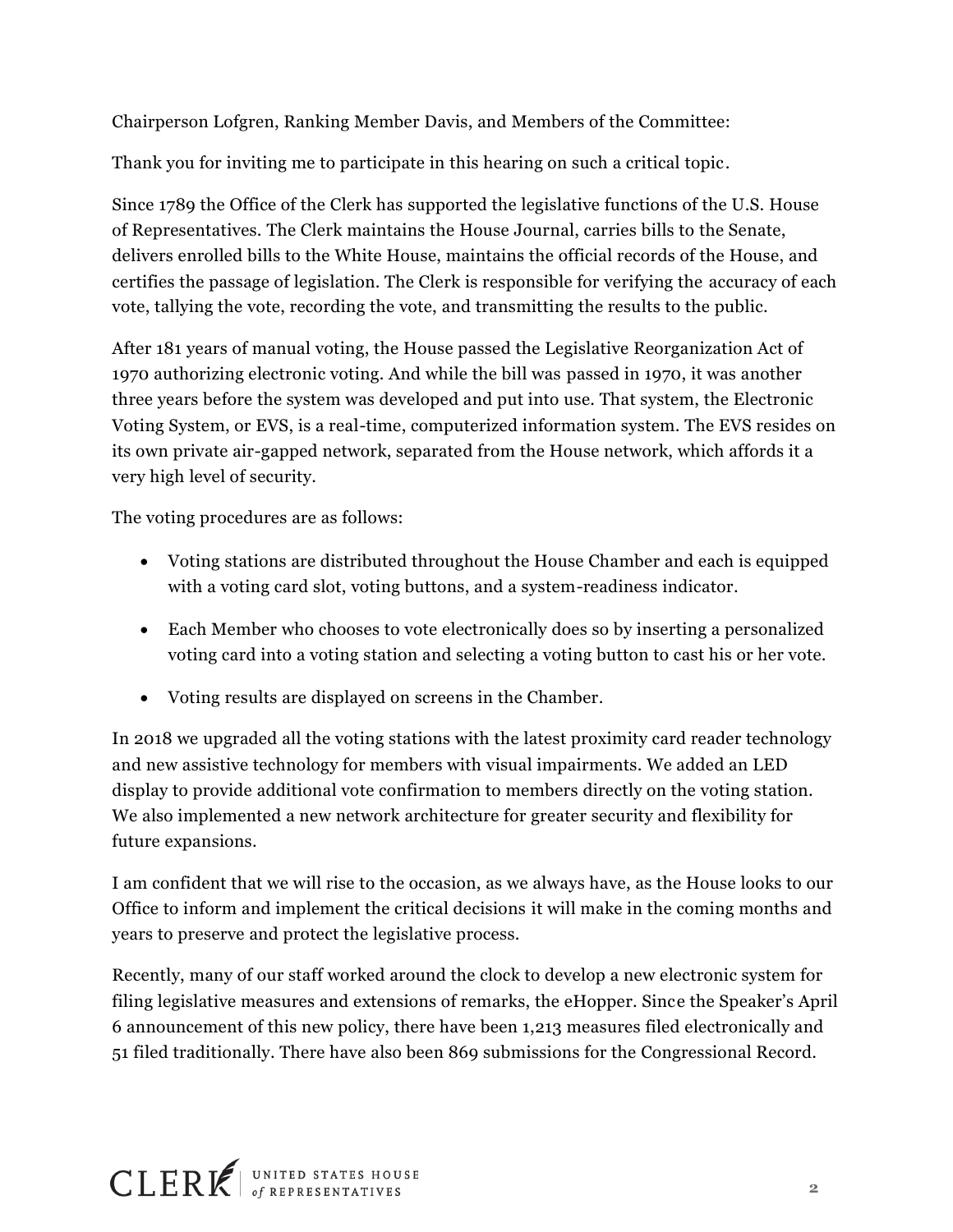Chairperson Lofgren, Ranking Member Davis, and Members of the Committee:

Thank you for inviting me to participate in this hearing on such a critical topic.

Since 1789 the Office of the Clerk has supported the legislative functions of the U.S. House of Representatives. The Clerk maintains the House Journal, carries bills to the Senate, delivers enrolled bills to the White House, maintains the official records of the House, and certifies the passage of legislation. The Clerk is responsible for verifying the accuracy of each vote, tallying the vote, recording the vote, and transmitting the results to the public.

After 181 years of manual voting, the House passed the Legislative Reorganization Act of 1970 authorizing electronic voting. And while the bill was passed in 1970, it was another three years before the system was developed and put into use. That system, the Electronic Voting System, or EVS, is a real-time, computerized information system. The EVS resides on its own private air-gapped network, separated from the House network, which affords it a very high level of security.

The voting procedures are as follows:

- Voting stations are distributed throughout the House Chamber and each is equipped with a voting card slot, voting buttons, and a system-readiness indicator.
- Each Member who chooses to vote electronically does so by inserting a personalized voting card into a voting station and selecting a voting button to cast his or her vote.
- Voting results are displayed on screens in the Chamber.

In 2018 we upgraded all the voting stations with the latest proximity card reader technology and new assistive technology for members with visual impairments. We added an LED display to provide additional vote confirmation to members directly on the voting station. We also implemented a new network architecture for greater security and flexibility for future expansions.

I am confident that we will rise to the occasion, as we always have, as the House looks to our Office to inform and implement the critical decisions it will make in the coming months and years to preserve and protect the legislative process.

Recently, many of our staff worked around the clock to develop a new electronic system for filing legislative measures and extensions of remarks, the eHopper. Since the Speaker's April 6 announcement of this new policy, there have been 1,213 measures filed electronically and 51 filed traditionally. There have also been 869 submissions for the Congressional Record.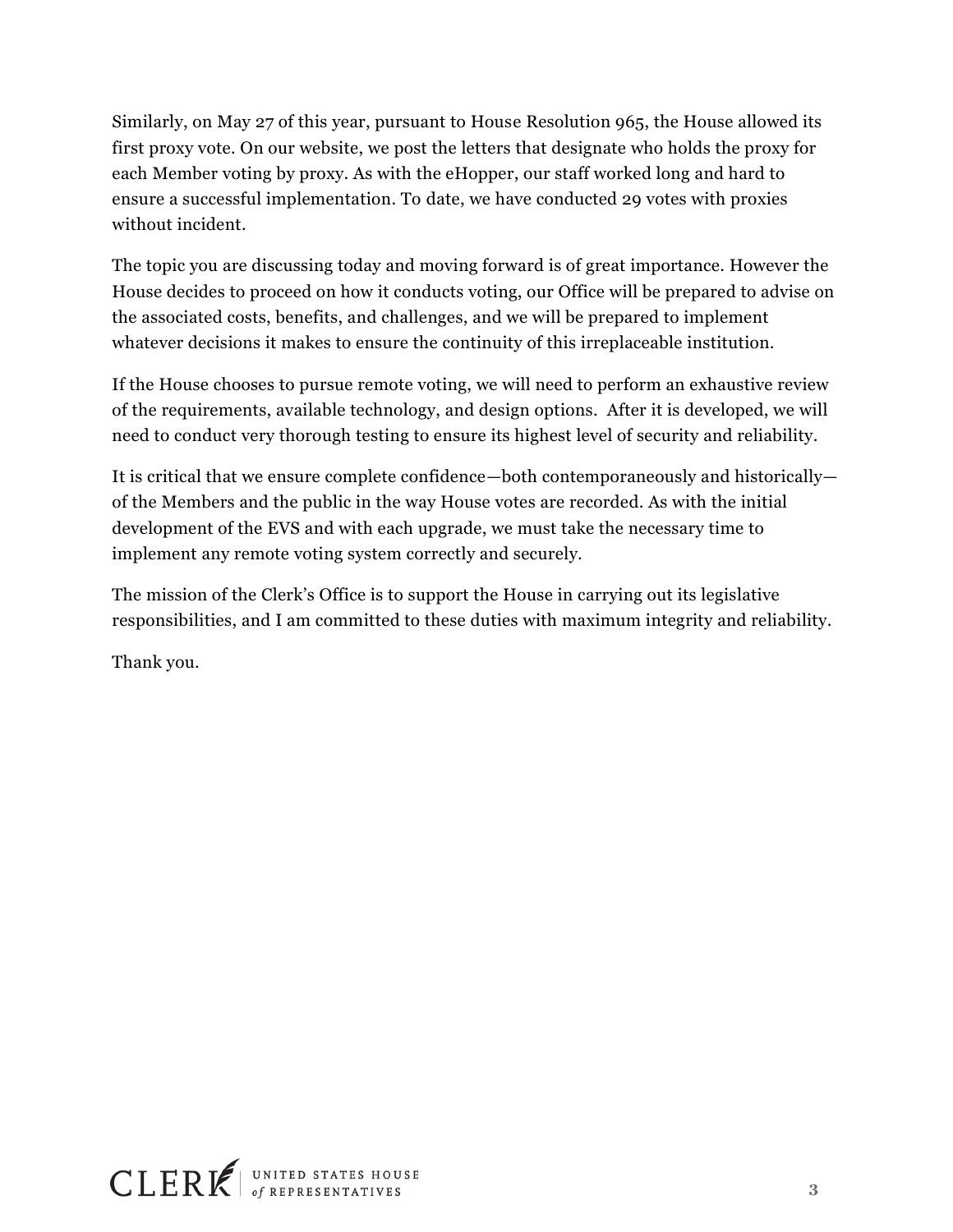Similarly, on May 27 of this year, pursuant to House Resolution 965, the House allowed its first proxy vote. On our website, we post the letters that designate who holds the proxy for each Member voting by proxy. As with the eHopper, our staff worked long and hard to ensure a successful implementation. To date, we have conducted 29 votes with proxies without incident.

The topic you are discussing today and moving forward is of great importance. However the House decides to proceed on how it conducts voting, our Office will be prepared to advise on the associated costs, benefits, and challenges, and we will be prepared to implement whatever decisions it makes to ensure the continuity of this irreplaceable institution.

If the House chooses to pursue remote voting, we will need to perform an exhaustive review of the requirements, available technology, and design options. After it is developed, we will need to conduct very thorough testing to ensure its highest level of security and reliability.

It is critical that we ensure complete confidence—both contemporaneously and historically—of the Members and the public in the way House votes are recorded. As with the initial development of the EVS and with each upgrade, we must take the necessary time to implement any remote voting system correctly and securely.

The mission of the Clerk's Office is to support the House in carrying out its legislative responsibilities, and I am committed to these duties with maximum integrity and reliability.

Thank you.